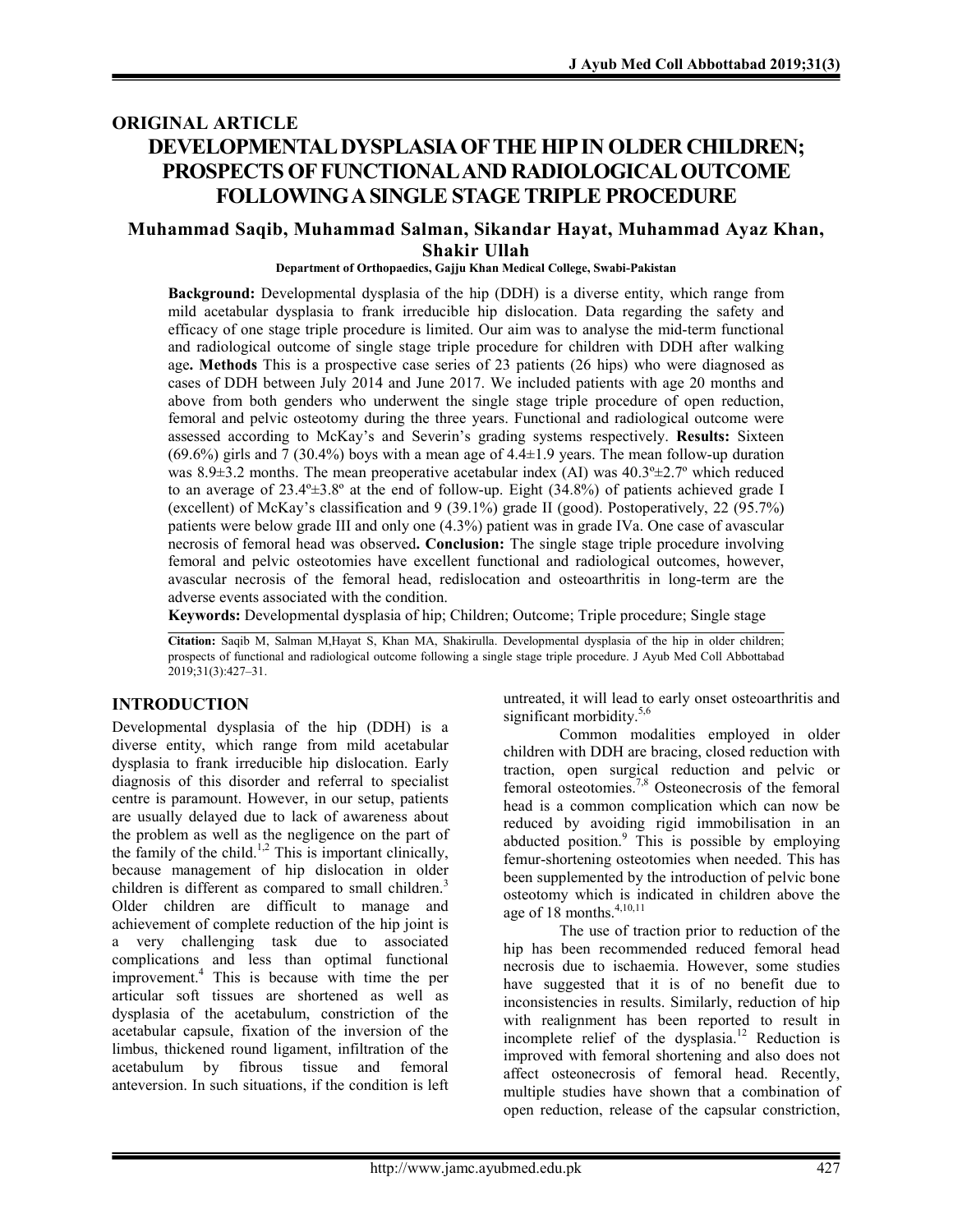## ORIGINAL ARTICLE

# DEVELOPMENTAL DYSPLASIA OF THE HIP IN OLDER CHILDREN; PROSPECTS OF FUNCTIONAL AND RADIOLOGICAL OUTCOME FOLLOWING A SINGLE STAGE TRIPLE PROCEDURE

**Muhammad Saqib, Muhammad Salman, Sikandar Hayat, Muhammad Ayaz Khan, Shakir Ullah**

**Department of Orthopaedics, Gajju Khan Medical College, Swabi-Pakistan**

**Background:** Developmental dysplasia of the hip (DDH) is a diverse entity, which range from mild acetabular dysplasia to frank irreducible hip dislocation. Data regarding the safety and efficacy of one stage triple procedure is limited. Our aim was to analyse the mid-term functional and radiological outcome of single stage triple procedure for children with DDH after walking age**. Methods** This is a prospective case series of 23 patients (26 hips) who were diagnosed as cases of DDH between July 2014 and June 2017. We included patients with age 20 months and above from both genders who underwent the single stage triple procedure of open reduction, femoral and pelvic osteotomy during the three years. Functional and radiological outcome were assessed according to McKay's and Severin's grading systems respectively. **Results:** Sixteen (69.6%) girls and 7 (30.4%) boys with a mean age of 4.4±1.9 years. The mean follow-up duration was 8.9±3.2 months. The mean preoperative acetabular index (AI) was 40.3º±2.7º which reduced to an average of 23.4º±3.8º at the end of follow-up. Eight (34.8%) of patients achieved grade I (excellent) of McKay's classification and 9 (39.1%) grade II (good). Postoperatively, 22 (95.7%) patients were below grade III and only one (4.3%) patient was in grade IVa. One case of avascular necrosis of femoral head was observed**. Conclusion:** The single stage triple procedure involving femoral and pelvic osteotomies have excellent functional and radiological outcomes, however, avascular necrosis of the femoral head, redislocation and osteoarthritis in long-term are the adverse events associated with the condition.

**Keywords:** Developmental dysplasia of hip; Children; Outcome; Triple procedure; Single stage

**Citation:** Saqib M, Salman M,Hayat S, Khan MA, Shakirulla. Developmental dysplasia of the hip in older children; prospects of functional and radiological outcome following a single stage triple procedure. J Ayub Med Coll Abbottabad 2019;31(3):427–31.

## INTRODUCTION

Developmental dysplasia of the hip (DDH) is a diverse entity, which range from mild acetabular dysplasia to frank irreducible hip dislocation. Early diagnosis of this disorder and referral to specialist centre is paramount. However, in our setup, patients are usually delayed due to lack of awareness about the problem as well as the negligence on the part of the family of the child.[1,2] This is important clinically, because management of hip dislocation in older children is different as compared to small children.[3] Older children are difficult to manage and achievement of complete reduction of the hip joint is a very challenging task due to associated complications and less than optimal functional improvement.[4] This is because with time the per articular soft tissues are shortened as well as dysplasia of the acetabulum, constriction of the acetabular capsule, fixation of the inversion of the limbus, thickened round ligament, infiltration of the acetabulum by fibrous tissue and femoral anteversion. In such situations, if the condition is left untreated, it will lead to early onset osteoarthritis and significant morbidity.[5,6]

Common modalities employed in older children with DDH are bracing, closed reduction with traction, open surgical reduction and pelvic or femoral osteotomies.[7,8] Osteonecrosis of the femoral head is a common complication which can now be reduced by avoiding rigid immobilisation in an abducted position.[9] This is possible by employing femur-shortening osteotomies when needed. This has been supplemented by the introduction of pelvic bone osteotomy which is indicated in children above the age of 18 months.[4,10,11]

The use of traction prior to reduction of the hip has been recommended reduced femoral head necrosis due to ischaemia. However, some studies have suggested that it is of no benefit due to inconsistencies in results. Similarly, reduction of hip with realignment has been reported to result in incomplete relief of the dysplasia.[12] Reduction is improved with femoral shortening and also does not affect osteonecrosis of femoral head. Recently, multiple studies have shown that a combination of open reduction, release of the capsular constriction,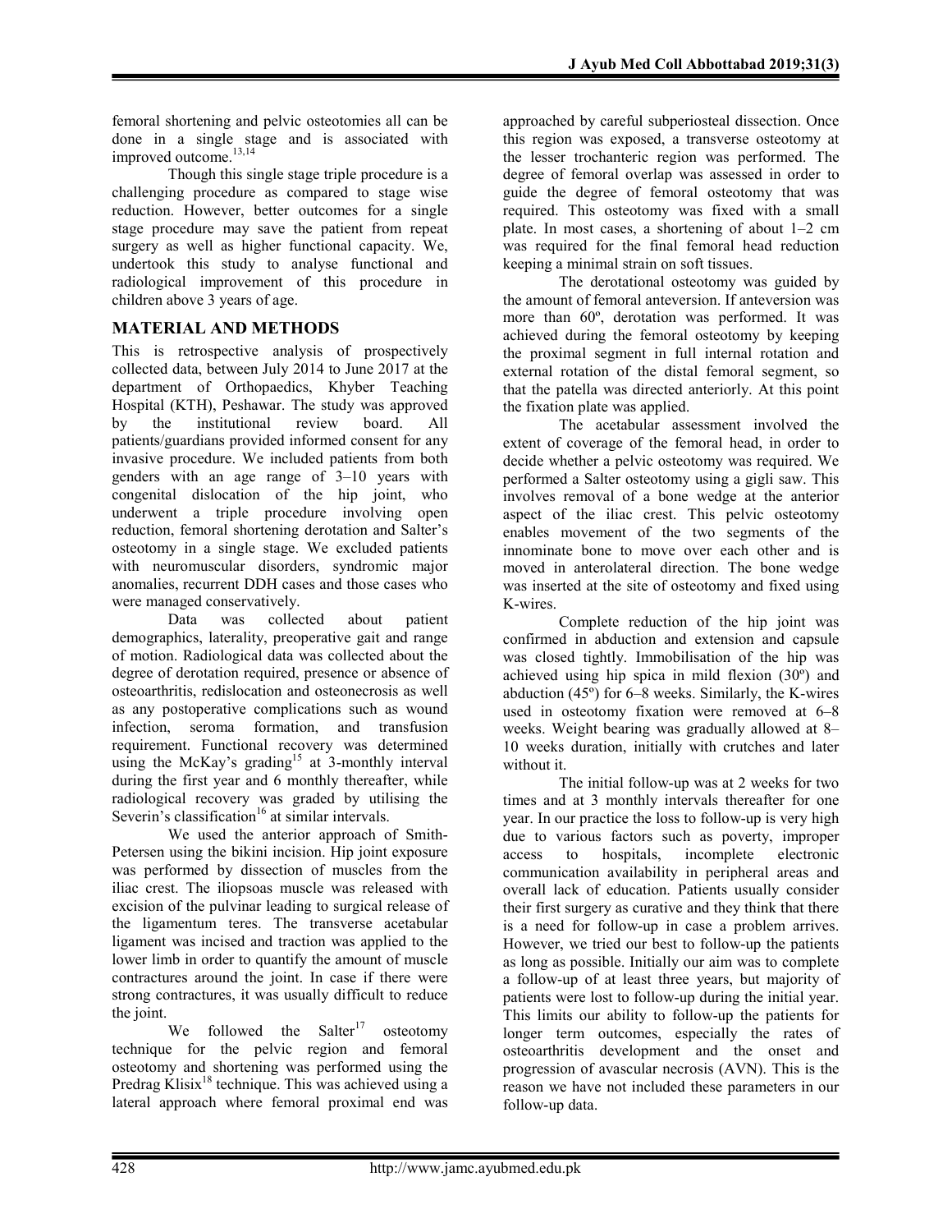femoral shortening and pelvic osteotomies all can be done in a single stage and is associated with improved outcome.[13,14]

Though this single stage triple procedure is a challenging procedure as compared to stage wise reduction. However, better outcomes for a single stage procedure may save the patient from repeat surgery as well as higher functional capacity. We, undertook this study to analyse functional and radiological improvement of this procedure in children above 3 years of age.

## MATERIAL AND METHODS

This is retrospective analysis of prospectively collected data, between July 2014 to June 2017 at the department of Orthopaedics, Khyber Teaching Hospital (KTH), Peshawar. The study was approved by the institutional review board. All patients/guardians provided informed consent for any invasive procedure. We included patients from both genders with an age range of 3–10 years with congenital dislocation of the hip joint, who underwent a triple procedure involving open reduction, femoral shortening derotation and Salter's osteotomy in a single stage. We excluded patients with neuromuscular disorders, syndromic major anomalies, recurrent DDH cases and those cases who were managed conservatively.

Data was collected about patient demographics, laterality, preoperative gait and range of motion. Radiological data was collected about the degree of derotation required, presence or absence of osteoarthritis, redislocation and osteonecrosis as well as any postoperative complications such as wound infection, seroma formation, and transfusion requirement. Functional recovery was determined using the McKay's grading[15] at 3-monthly interval during the first year and 6 monthly thereafter, while radiological recovery was graded by utilising the Severin's classification[16] at similar intervals.

We used the anterior approach of Smith-Petersen using the bikini incision. Hip joint exposure was performed by dissection of muscles from the iliac crest. The iliopsoas muscle was released with excision of the pulvinar leading to surgical release of the ligamentum teres. The transverse acetabular ligament was incised and traction was applied to the lower limb in order to quantify the amount of muscle contractures around the joint. In case if there were strong contractures, it was usually difficult to reduce the joint.

We followed the Salter[17] osteotomy technique for the pelvic region and femoral osteotomy and shortening was performed using the Predrag Klisix[18] technique. This was achieved using a lateral approach where femoral proximal end was approached by careful subperiosteal dissection. Once this region was exposed, a transverse osteotomy at the lesser trochanteric region was performed. The degree of femoral overlap was assessed in order to guide the degree of femoral osteotomy that was required. This osteotomy was fixed with a small plate. In most cases, a shortening of about 1–2 cm was required for the final femoral head reduction keeping a minimal strain on soft tissues.

The derotational osteotomy was guided by the amount of femoral anteversion. If anteversion was more than 60º, derotation was performed. It was achieved during the femoral osteotomy by keeping the proximal segment in full internal rotation and external rotation of the distal femoral segment, so that the patella was directed anteriorly. At this point the fixation plate was applied.

The acetabular assessment involved the extent of coverage of the femoral head, in order to decide whether a pelvic osteotomy was required. We performed a Salter osteotomy using a gigli saw. This involves removal of a bone wedge at the anterior aspect of the iliac crest. This pelvic osteotomy enables movement of the two segments of the innominate bone to move over each other and is moved in anterolateral direction. The bone wedge was inserted at the site of osteotomy and fixed using K-wires.

Complete reduction of the hip joint was confirmed in abduction and extension and capsule was closed tightly. Immobilisation of the hip was achieved using hip spica in mild flexion (30º) and abduction (45º) for 6–8 weeks. Similarly, the K-wires used in osteotomy fixation were removed at 6–8 weeks. Weight bearing was gradually allowed at 8–10 weeks duration, initially with crutches and later without it.

The initial follow-up was at 2 weeks for two times and at 3 monthly intervals thereafter for one year. In our practice the loss to follow-up is very high due to various factors such as poverty, improper access to hospitals, incomplete electronic communication availability in peripheral areas and overall lack of education. Patients usually consider their first surgery as curative and they think that there is a need for follow-up in case a problem arrives. However, we tried our best to follow-up the patients as long as possible. Initially our aim was to complete a follow-up of at least three years, but majority of patients were lost to follow-up during the initial year. This limits our ability to follow-up the patients for longer term outcomes, especially the rates of osteoarthritis development and the onset and progression of avascular necrosis (AVN). This is the reason we have not included these parameters in our follow-up data.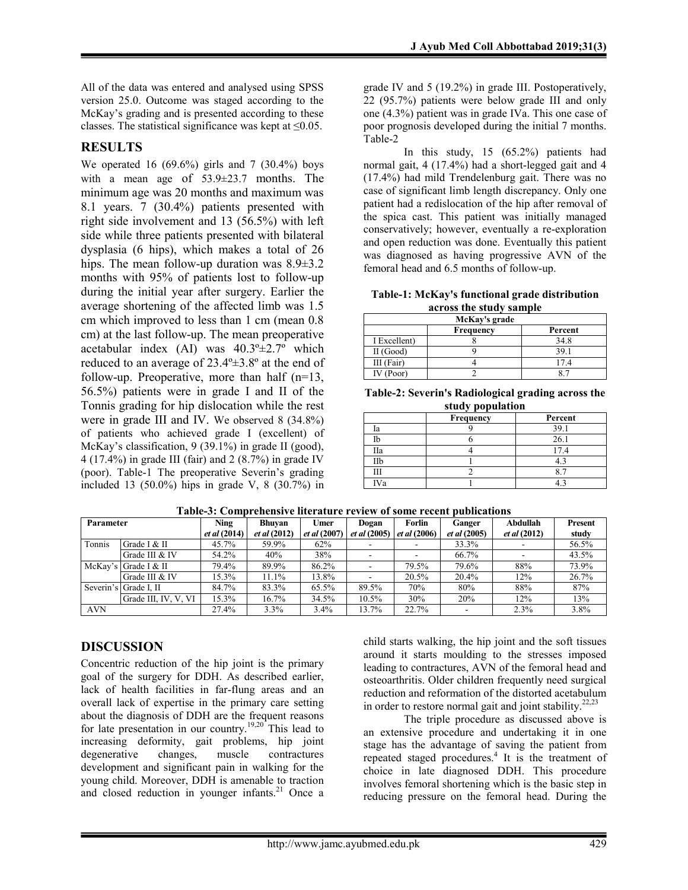All of the data was entered and analysed using SPSS version 25.0. Outcome was staged according to the McKay's grading and is presented according to these classes. The statistical significance was kept at ≤0.05.

## RESULTS

We operated 16 (69.6%) girls and 7 (30.4%) boys with a mean age of 53.9±23.7 months. The minimum age was 20 months and maximum was 8.1 years. 7 (30.4%) patients presented with right side involvement and 13 (56.5%) with left side while three patients presented with bilateral dysplasia (6 hips), which makes a total of 26 hips. The mean follow-up duration was 8.9±3.2 months with 95% of patients lost to follow-up during the initial year after surgery. Earlier the average shortening of the affected limb was 1.5 cm which improved to less than 1 cm (mean 0.8 cm) at the last follow-up. The mean preoperative acetabular index (AI) was 40.3º±2.7º which reduced to an average of 23.4º±3.8º at the end of follow-up. Preoperative, more than half (n=13, 56.5%) patients were in grade I and II of the Tonnis grading for hip dislocation while the rest were in grade III and IV. We observed 8 (34.8%) of patients who achieved grade I (excellent) of McKay's classification, 9 (39.1%) in grade II (good), 4 (17.4%) in grade III (fair) and 2 (8.7%) in grade IV (poor). Table-1 The preoperative Severin's grading included 13 (50.0%) hips in grade V, 8 (30.7%) in grade IV and 5 (19.2%) in grade III. Postoperatively, 22 (95.7%) patients were below grade III and only one (4.3%) patient was in grade IVa. This one case of poor prognosis developed during the initial 7 months. Table-2

In this study, 15 (65.2%) patients had normal gait, 4 (17.4%) had a short-legged gait and 4 (17.4%) had mild Trendelenburg gait. There was no case of significant limb length discrepancy. Only one patient had a redislocation of the hip after removal of the spica cast. This patient was initially managed conservatively; however, eventually a re-exploration and open reduction was done. Eventually this patient was diagnosed as having progressive AVN of the femoral head and 6.5 months of follow-up.

**Table-1: McKay's functional grade distribution across the study sample**

| McKay's grade | | |
|---|---|---|
| | Frequency | Percent |
| I Excellent) | 8 | 34.8 |
| II (Good) | 9 | 39.1 |
| III (Fair) | 4 | 17.4 |
| IV (Poor) | 2 | 8.7 |

**Table-2: Severin's Radiological grading across the study population**

| | Frequency | Percent |
|---|---|---|
| Ia | 9 | 39.1 |
| Ib | 6 | 26.1 |
| IIa | 4 | 17.4 |
| IIb | 1 | 4.3 |
| III | 2 | 8.7 |
| IVa | 1 | 4.3 |

**Table-3: Comprehensive literature review of some recent publications**

| Parameter | | Ning *et al* (2014) | Bhuyan *et al* (2012) | Umer *et al* (2007) | Dogan *et al* (2005) | Forlin *et al* (2006) | Ganger *et al* (2005) | Abdullah *et al* (2012) | Present study |
|---|---|---|---|---|---|---|---|---|---|
| Tonnis | Grade I & II | 45.7% | 59.9% | 62% | - | - | 33.3% | - | 56.5% |
| | Grade III & IV | 54.2% | 40% | 38% | - | - | 66.7% | - | 43.5% |
| McKay's | Grade I & II | 79.4% | 89.9% | 86.2% | - | 79.5% | 79.6% | 88% | 73.9% |
| | Grade III & IV | 15.3% | 11.1% | 13.8% | - | 20.5% | 20.4% | 12% | 26.7% |
| Severin's | Grade I, II | 84.7% | 83.3% | 65.5% | 89.5% | 70% | 80% | 88% | 87% |
| | Grade III, IV, V, VI | 15.3% | 16.7% | 34.5% | 10.5% | 30% | 20% | 12% | 13% |
| AVN | | 27.4% | 3.3% | 3.4% | 13.7% | 22.7% | - | 2.3% | 3.8% |

## DISCUSSION

Concentric reduction of the hip joint is the primary goal of the surgery for DDH. As described earlier, lack of health facilities in far-flung areas and an overall lack of expertise in the primary care setting about the diagnosis of DDH are the frequent reasons for late presentation in our country.[19,20] This lead to increasing deformity, gait problems, hip joint degenerative changes, muscle contractures development and significant pain in walking for the young child. Moreover, DDH is amenable to traction and closed reduction in younger infants.[21] Once a child starts walking, the hip joint and the soft tissues around it starts moulding to the stresses imposed leading to contractures, AVN of the femoral head and osteoarthritis. Older children frequently need surgical reduction and reformation of the distorted acetabulum in order to restore normal gait and joint stability.[22,23]

The triple procedure as discussed above is an extensive procedure and undertaking it in one stage has the advantage of saving the patient from repeated staged procedures.[4] It is the treatment of choice in late diagnosed DDH. This procedure involves femoral shortening which is the basic step in reducing pressure on the femoral head. During the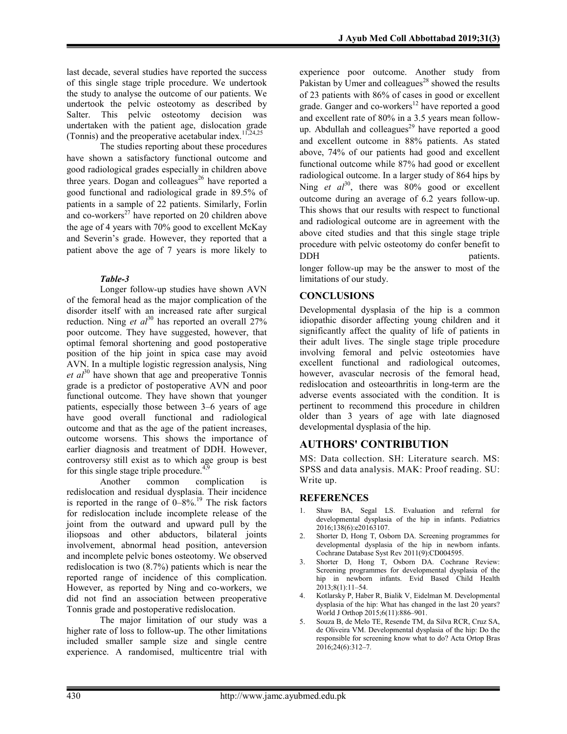last decade, several studies have reported the success of this single stage triple procedure. We undertook the study to analyse the outcome of our patients. We undertook the pelvic osteotomy as described by Salter. This pelvic osteotomy decision was undertaken with the patient age, dislocation grade (Tonnis) and the preoperative acetabular index.[11,24,25]

The studies reporting about these procedures have shown a satisfactory functional outcome and good radiological grades especially in children above three years. Dogan and colleagues[26] have reported a good functional and radiological grade in 89.5% of patients in a sample of 22 patients. Similarly, Forlin and co-workers[27] have reported on 20 children above the age of 4 years with 70% good to excellent McKay and Severin's grade. However, they reported that a patient above the age of 7 years is more likely to

***Table-3***

Longer follow-up studies have shown AVN of the femoral head as the major complication of the disorder itself with an increased rate after surgical reduction. Ning *et al*[30] has reported an overall 27% poor outcome. They have suggested, however, that optimal femoral shortening and good postoperative position of the hip joint in spica case may avoid AVN. In a multiple logistic regression analysis, Ning *et al*[30] have shown that age and preoperative Tonnis grade is a predictor of postoperative AVN and poor functional outcome. They have shown that younger patients, especially those between 3–6 years of age have good overall functional and radiological outcome and that as the age of the patient increases, outcome worsens. This shows the importance of earlier diagnosis and treatment of DDH. However, controversy still exist as to which age group is best for this single stage triple procedure.[4,9]

Another common complication is redislocation and residual dysplasia. Their incidence is reported in the range of 0–8%.[19] The risk factors for redislocation include incomplete release of the joint from the outward and upward pull by the iliopsoas and other abductors, bilateral joints involvement, abnormal head position, anteversion and incomplete pelvic bones osteotomy. We observed redislocation is two (8.7%) patients which is near the reported range of incidence of this complication. However, as reported by Ning and co-workers, we did not find an association between preoperative Tonnis grade and postoperative redislocation.

The major limitation of our study was a higher rate of loss to follow-up. The other limitations included smaller sample size and single centre experience. A randomised, multicentre trial with experience poor outcome. Another study from Pakistan by Umer and colleagues[28] showed the results of 23 patients with 86% of cases in good or excellent grade. Ganger and co-workers[12] have reported a good and excellent rate of 80% in a 3.5 years mean follow-up. Abdullah and colleagues[29] have reported a good and excellent outcome in 88% patients. As stated above, 74% of our patients had good and excellent functional outcome while 87% had good or excellent radiological outcome. In a larger study of 864 hips by Ning *et al*[30], there was 80% good or excellent outcome during an average of 6.2 years follow-up. This shows that our results with respect to functional and radiological outcome are in agreement with the above cited studies and that this single stage triple procedure with pelvic osteotomy do confer benefit to DDH patients.

longer follow-up may be the answer to most of the limitations of our study.

## CONCLUSIONS

Developmental dysplasia of the hip is a common idiopathic disorder affecting young children and it significantly affect the quality of life of patients in their adult lives. The single stage triple procedure involving femoral and pelvic osteotomies have excellent functional and radiological outcomes, however, avascular necrosis of the femoral head, redislocation and osteoarthritis in long-term are the adverse events associated with the condition. It is pertinent to recommend this procedure in children older than 3 years of age with late diagnosed developmental dysplasia of the hip.

## AUTHORS' CONTRIBUTION

MS: Data collection. SH: Literature search. MS: SPSS and data analysis. MAK: Proof reading. SU: Write up.

## REFERENCES

1. Shaw BA, Segal LS. Evaluation and referral for developmental dysplasia of the hip in infants. Pediatrics 2016;138(6):e20163107.
2. Shorter D, Hong T, Osborn DA. Screening programmes for developmental dysplasia of the hip in newborn infants. Cochrane Database Syst Rev 2011(9):CD004595.
3. Shorter D, Hong T, Osborn DA. Cochrane Review: Screening programmes for developmental dysplasia of the hip in newborn infants. Evid Based Child Health 2013;8(1):11–54.
4. Kotlarsky P, Haber R, Bialik V, Eidelman M. Developmental dysplasia of the hip: What has changed in the last 20 years? World J Orthop 2015;6(11):886–901.
5. Souza B, de Melo TE, Resende TM, da Silva RCR, Cruz SA, de Oliveira VM. Developmental dysplasia of the hip: Do the responsible for screening know what to do? Acta Ortop Bras 2016;24(6):312–7.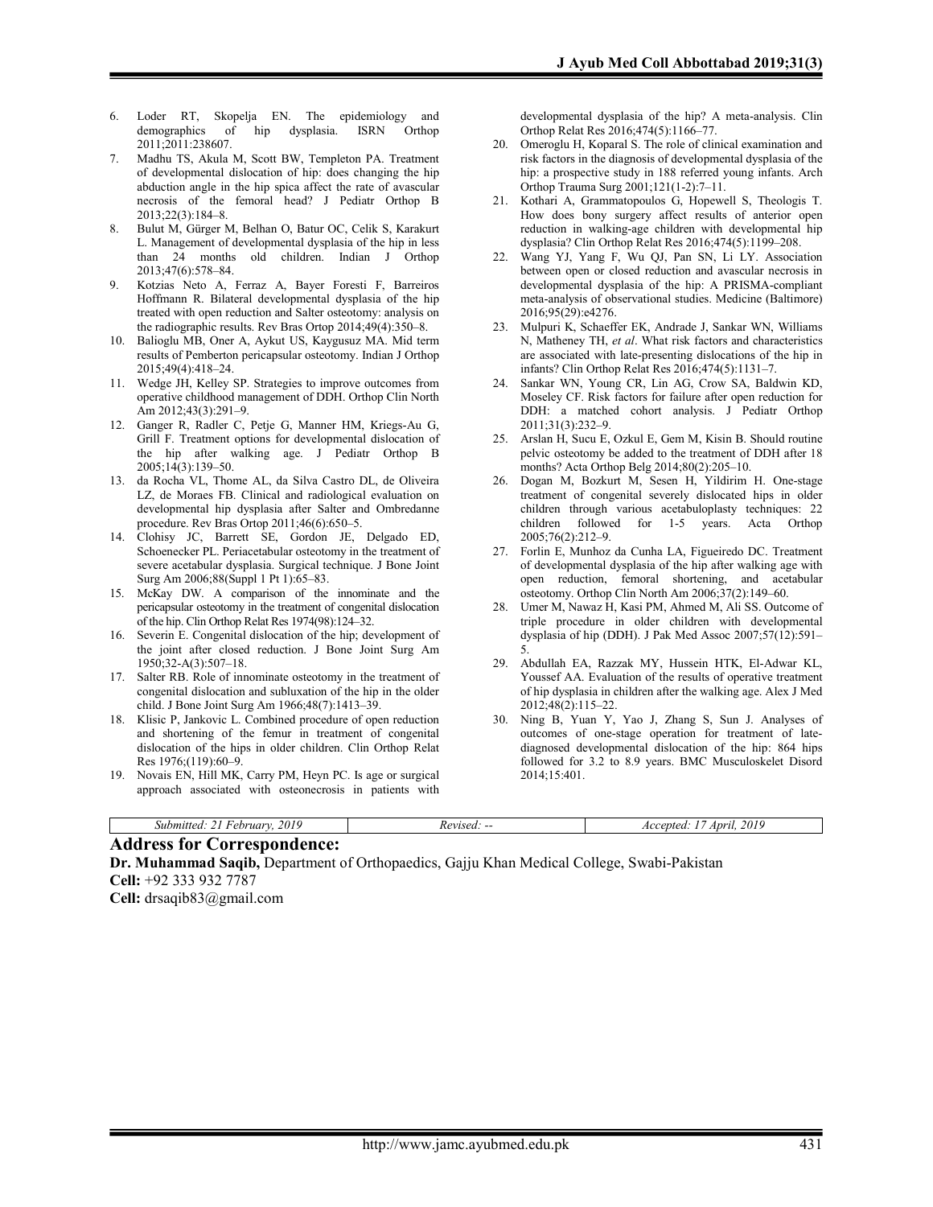6. Loder RT, Skopelja EN. The epidemiology and demographics of hip dysplasia. ISRN Orthop 2011;2011:238607.
7. Madhu TS, Akula M, Scott BW, Templeton PA. Treatment of developmental dislocation of hip: does changing the hip abduction angle in the hip spica affect the rate of avascular necrosis of the femoral head? J Pediatr Orthop B 2013;22(3):184–8.
8. Bulut M, Gürger M, Belhan O, Batur OC, Celik S, Karakurt L. Management of developmental dysplasia of the hip in less than 24 months old children. Indian J Orthop 2013;47(6):578–84.
9. Kotzias Neto A, Ferraz A, Bayer Foresti F, Barreiros Hoffmann R. Bilateral developmental dysplasia of the hip treated with open reduction and Salter osteotomy: analysis on the radiographic results. Rev Bras Ortop 2014;49(4):350–8.
10. Balioglu MB, Oner A, Aykut US, Kaygusuz MA. Mid term results of Pemberton pericapsular osteotomy. Indian J Orthop 2015;49(4):418–24.
11. Wedge JH, Kelley SP. Strategies to improve outcomes from operative childhood management of DDH. Orthop Clin North Am 2012;43(3):291–9.
12. Ganger R, Radler C, Petje G, Manner HM, Kriegs-Au G, Grill F. Treatment options for developmental dislocation of the hip after walking age. J Pediatr Orthop B 2005;14(3):139–50.
13. da Rocha VL, Thome AL, da Silva Castro DL, de Oliveira LZ, de Moraes FB. Clinical and radiological evaluation on developmental hip dysplasia after Salter and Ombredanne procedure. Rev Bras Ortop 2011;46(6):650–5.
14. Clohisy JC, Barrett SE, Gordon JE, Delgado ED, Schoenecker PL. Periacetabular osteotomy in the treatment of severe acetabular dysplasia. Surgical technique. J Bone Joint Surg Am 2006;88(Suppl 1 Pt 1):65–83.
15. McKay DW. A comparison of the innominate and the pericapsular osteotomy in the treatment of congenital dislocation of the hip. Clin Orthop Relat Res 1974(98):124–32.
16. Severin E. Congenital dislocation of the hip; development of the joint after closed reduction. J Bone Joint Surg Am 1950;32-A(3):507–18.
17. Salter RB. Role of innominate osteotomy in the treatment of congenital dislocation and subluxation of the hip in the older child. J Bone Joint Surg Am 1966;48(7):1413–39.
18. Klisic P, Jankovic L. Combined procedure of open reduction and shortening of the femur in treatment of congenital dislocation of the hips in older children. Clin Orthop Relat Res 1976;(119):60–9.
19. Novais EN, Hill MK, Carry PM, Heyn PC. Is age or surgical approach associated with osteonecrosis in patients with developmental dysplasia of the hip? A meta-analysis. Clin Orthop Relat Res 2016;474(5):1166–77.
20. Omeroglu H, Koparal S. The role of clinical examination and risk factors in the diagnosis of developmental dysplasia of the hip: a prospective study in 188 referred young infants. Arch Orthop Trauma Surg 2001;121(1-2):7–11.
21. Kothari A, Grammatopoulos G, Hopewell S, Theologis T. How does bony surgery affect results of anterior open reduction in walking-age children with developmental hip dysplasia? Clin Orthop Relat Res 2016;474(5):1199–208.
22. Wang YJ, Yang F, Wu QJ, Pan SN, Li LY. Association between open or closed reduction and avascular necrosis in developmental dysplasia of the hip: A PRISMA-compliant meta-analysis of observational studies. Medicine (Baltimore) 2016;95(29):e4276.
23. Mulpuri K, Schaeffer EK, Andrade J, Sankar WN, Williams N, Matheney TH, *et al*. What risk factors and characteristics are associated with late-presenting dislocations of the hip in infants? Clin Orthop Relat Res 2016;474(5):1131–7.
24. Sankar WN, Young CR, Lin AG, Crow SA, Baldwin KD, Moseley CF. Risk factors for failure after open reduction for DDH: a matched cohort analysis. J Pediatr Orthop 2011;31(3):232–9.
25. Arslan H, Sucu E, Ozkul E, Gem M, Kisin B. Should routine pelvic osteotomy be added to the treatment of DDH after 18 months? Acta Orthop Belg 2014;80(2):205–10.
26. Dogan M, Bozkurt M, Sesen H, Yildirim H. One-stage treatment of congenital severely dislocated hips in older children through various acetabuloplasty techniques: 22 children followed for 1-5 years. Acta Orthop 2005;76(2):212–9.
27. Forlin E, Munhoz da Cunha LA, Figueiredo DC. Treatment of developmental dysplasia of the hip after walking age with open reduction, femoral shortening, and acetabular osteotomy. Orthop Clin North Am 2006;37(2):149–60.
28. Umer M, Nawaz H, Kasi PM, Ahmed M, Ali SS. Outcome of triple procedure in older children with developmental dysplasia of hip (DDH). J Pak Med Assoc 2007;57(12):591–5.
29. Abdullah EA, Razzak MY, Hussein HTK, El-Adwar KL, Youssef AA. Evaluation of the results of operative treatment of hip dysplasia in children after the walking age. Alex J Med 2012;48(2):115–22.
30. Ning B, Yuan Y, Yao J, Zhang S, Sun J. Analyses of outcomes of one-stage operation for treatment of late-diagnosed developmental dislocation of the hip: 864 hips followed for 3.2 to 8.9 years. BMC Musculoskelet Disord 2014;15:401.

| | | |
|---|---|---|
| *Submitted: 21 February, 2019* | *Revised: --* | *Accepted: 17 April, 2019* |

## Address for Correspondence:

**Dr. Muhammad Saqib,** Department of Orthopaedics, Gajju Khan Medical College, Swabi-Pakistan

**Cell:** +92 333 932 7787

**Cell:** drsaqib83@gmail.com